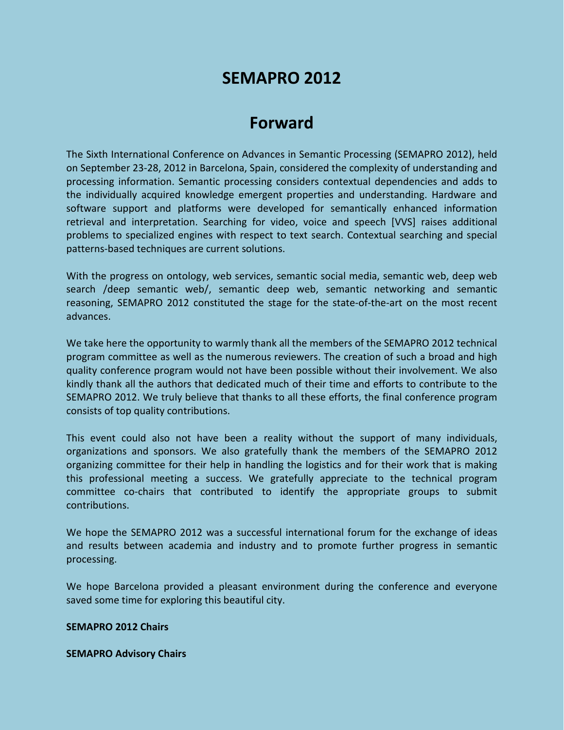# SEMAPRO 2012

## Forward

The Sixth International Conference on Advances in Semantic Processing (SEMAPRO 2012), held on September 23-28, 2012 in Barcelona, Spain, considered the complexity of understanding and processing information. Semantic processing considers contextual dependencies and adds to the individually acquired knowledge emergent properties and understanding. Hardware and software support and platforms were developed for semantically enhanced information retrieval and interpretation. Searching for video, voice and speech [VVS] raises additional problems to specialized engines with respect to text search. Contextual searching and special patterns-based techniques are current solutions.

With the progress on ontology, web services, semantic social media, semantic web, deep web search /deep semantic web/, semantic deep web, semantic networking and semantic reasoning, SEMAPRO 2012 constituted the stage for the state-of-the-art on the most recent advances.

We take here the opportunity to warmly thank all the members of the SEMAPRO 2012 technical program committee as well as the numerous reviewers. The creation of such a broad and high quality conference program would not have been possible without their involvement. We also kindly thank all the authors that dedicated much of their time and efforts to contribute to the SEMAPRO 2012. We truly believe that thanks to all these efforts, the final conference program consists of top quality contributions.

This event could also not have been a reality without the support of many individuals, organizations and sponsors. We also gratefully thank the members of the SEMAPRO 2012 organizing committee for their help in handling the logistics and for their work that is making this professional meeting a success. We gratefully appreciate to the technical program committee co-chairs that contributed to identify the appropriate groups to submit contributions.

We hope the SEMAPRO 2012 was a successful international forum for the exchange of ideas and results between academia and industry and to promote further progress in semantic processing.

We hope Barcelona provided a pleasant environment during the conference and everyone saved some time for exploring this beautiful city.

**SEMAPRO 2012 Chairs**

**SEMAPRO Advisory Chairs**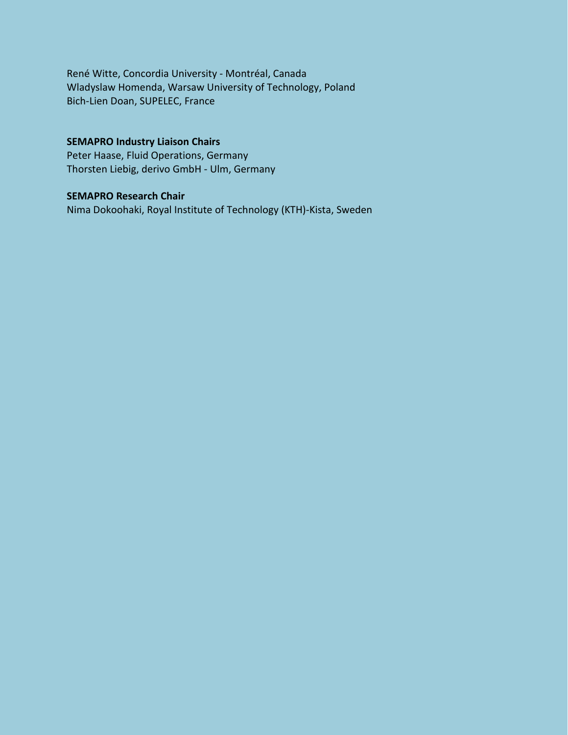René Witte, Concordia University - Montréal, Canada
Wladyslaw Homenda, Warsaw University of Technology, Poland
Bich-Lien Doan, SUPELEC, France

**SEMAPRO Industry Liaison Chairs**

Peter Haase, Fluid Operations, Germany
Thorsten Liebig, derivo GmbH - Ulm, Germany

**SEMAPRO Research Chair**

Nima Dokoohaki, Royal Institute of Technology (KTH)-Kista, Sweden